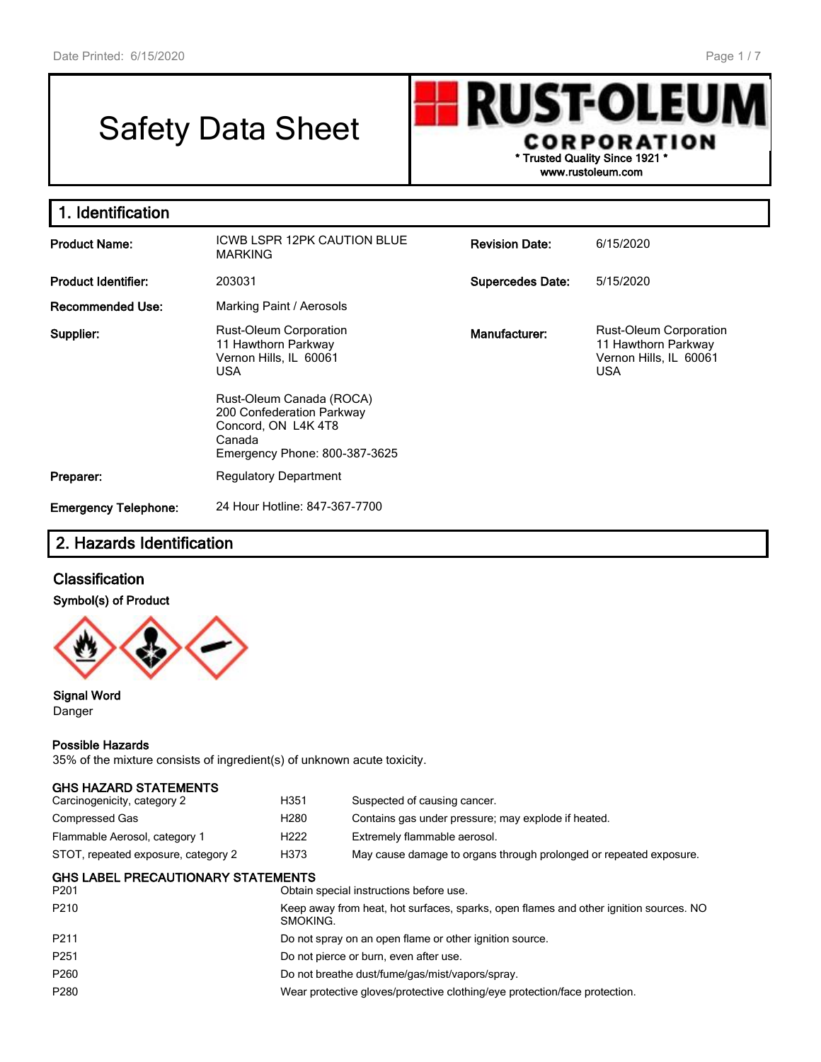# Safety Data Sheet

**RUST-OLEUM CORPORATION**
\* Trusted Quality Since 1921 \*
www.rustoleum.com

## 1. Identification

| | | | |
|---|---|---|---|
| **Product Name:** | ICWB LSPR 12PK CAUTION BLUE MARKING | **Revision Date:** | 6/15/2020 |
| **Product Identifier:** | 203031 | **Supercedes Date:** | 5/15/2020 |
| **Recommended Use:** | Marking Paint / Aerosols | | |
| **Supplier:** | Rust-Oleum Corporation<br>11 Hawthorn Parkway<br>Vernon Hills, IL 60061<br>USA<br><br>Rust-Oleum Canada (ROCA)<br>200 Confederation Parkway<br>Concord, ON L4K 4T8<br>Canada<br>Emergency Phone: 800-387-3625 | **Manufacturer:** | Rust-Oleum Corporation<br>11 Hawthorn Parkway<br>Vernon Hills, IL 60061<br>USA |
| **Preparer:** | Regulatory Department | | |
| **Emergency Telephone:** | 24 Hour Hotline: 847-367-7700 | | |

## 2. Hazards Identification

### Classification

**Symbol(s) of Product**

**Signal Word**
Danger

**Possible Hazards**
35% of the mixture consists of ingredient(s) of unknown acute toxicity.

**GHS HAZARD STATEMENTS**

| | | |
|---|---|---|
| Carcinogenicity, category 2 | H351 | Suspected of causing cancer. |
| Compressed Gas | H280 | Contains gas under pressure; may explode if heated. |
| Flammable Aerosol, category 1 | H222 | Extremely flammable aerosol. |
| STOT, repeated exposure, category 2 | H373 | May cause damage to organs through prolonged or repeated exposure. |

**GHS LABEL PRECAUTIONARY STATEMENTS**

| | |
|---|---|
| P201 | Obtain special instructions before use. |
| P210 | Keep away from heat, hot surfaces, sparks, open flames and other ignition sources. NO SMOKING. |
| P211 | Do not spray on an open flame or other ignition source. |
| P251 | Do not pierce or burn, even after use. |
| P260 | Do not breathe dust/fume/gas/mist/vapors/spray. |
| P280 | Wear protective gloves/protective clothing/eye protection/face protection. |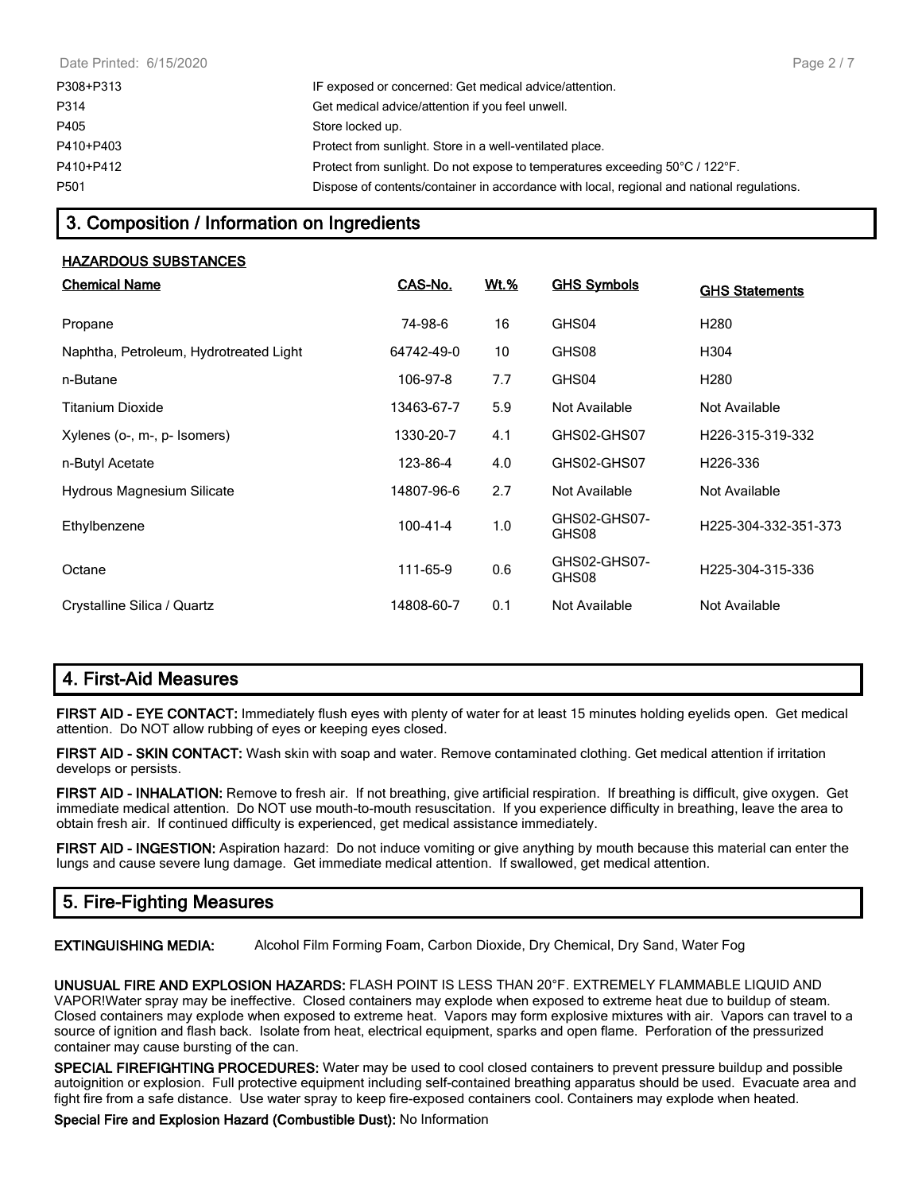| | |
|---|---|
| P308+P313 | IF exposed or concerned: Get medical advice/attention. |
| P314 | Get medical advice/attention if you feel unwell. |
| P405 | Store locked up. |
| P410+P403 | Protect from sunlight. Store in a well-ventilated place. |
| P410+P412 | Protect from sunlight. Do not expose to temperatures exceeding 50°C / 122°F. |
| P501 | Dispose of contents/container in accordance with local, regional and national regulations. |

## 3. Composition / Information on Ingredients

**HAZARDOUS SUBSTANCES**

| Chemical Name | CAS-No. | Wt.% | GHS Symbols | GHS Statements |
|---|---|---|---|---|
| Propane | 74-98-6 | 16 | GHS04 | H280 |
| Naphtha, Petroleum, Hydrotreated Light | 64742-49-0 | 10 | GHS08 | H304 |
| n-Butane | 106-97-8 | 7.7 | GHS04 | H280 |
| Titanium Dioxide | 13463-67-7 | 5.9 | Not Available | Not Available |
| Xylenes (o-, m-, p- Isomers) | 1330-20-7 | 4.1 | GHS02-GHS07 | H226-315-319-332 |
| n-Butyl Acetate | 123-86-4 | 4.0 | GHS02-GHS07 | H226-336 |
| Hydrous Magnesium Silicate | 14807-96-6 | 2.7 | Not Available | Not Available |
| Ethylbenzene | 100-41-4 | 1.0 | GHS02-GHS07-GHS08 | H225-304-332-351-373 |
| Octane | 111-65-9 | 0.6 | GHS02-GHS07-GHS08 | H225-304-315-336 |
| Crystalline Silica / Quartz | 14808-60-7 | 0.1 | Not Available | Not Available |

## 4. First-Aid Measures

**FIRST AID - EYE CONTACT:** Immediately flush eyes with plenty of water for at least 15 minutes holding eyelids open. Get medical attention. Do NOT allow rubbing of eyes or keeping eyes closed.

**FIRST AID - SKIN CONTACT:** Wash skin with soap and water. Remove contaminated clothing. Get medical attention if irritation develops or persists.

**FIRST AID - INHALATION:** Remove to fresh air. If not breathing, give artificial respiration. If breathing is difficult, give oxygen. Get immediate medical attention. Do NOT use mouth-to-mouth resuscitation. If you experience difficulty in breathing, leave the area to obtain fresh air. If continued difficulty is experienced, get medical assistance immediately.

**FIRST AID - INGESTION:** Aspiration hazard: Do not induce vomiting or give anything by mouth because this material can enter the lungs and cause severe lung damage. Get immediate medical attention. If swallowed, get medical attention.

## 5. Fire-Fighting Measures

**EXTINGUISHING MEDIA:** Alcohol Film Forming Foam, Carbon Dioxide, Dry Chemical, Dry Sand, Water Fog

**UNUSUAL FIRE AND EXPLOSION HAZARDS:** FLASH POINT IS LESS THAN 20°F. EXTREMELY FLAMMABLE LIQUID AND VAPOR!Water spray may be ineffective. Closed containers may explode when exposed to extreme heat due to buildup of steam. Closed containers may explode when exposed to extreme heat. Vapors may form explosive mixtures with air. Vapors can travel to a source of ignition and flash back. Isolate from heat, electrical equipment, sparks and open flame. Perforation of the pressurized container may cause bursting of the can.

**SPECIAL FIREFIGHTING PROCEDURES:** Water may be used to cool closed containers to prevent pressure buildup and possible autoignition or explosion. Full protective equipment including self-contained breathing apparatus should be used. Evacuate area and fight fire from a safe distance. Use water spray to keep fire-exposed containers cool. Containers may explode when heated.

**Special Fire and Explosion Hazard (Combustible Dust):** No Information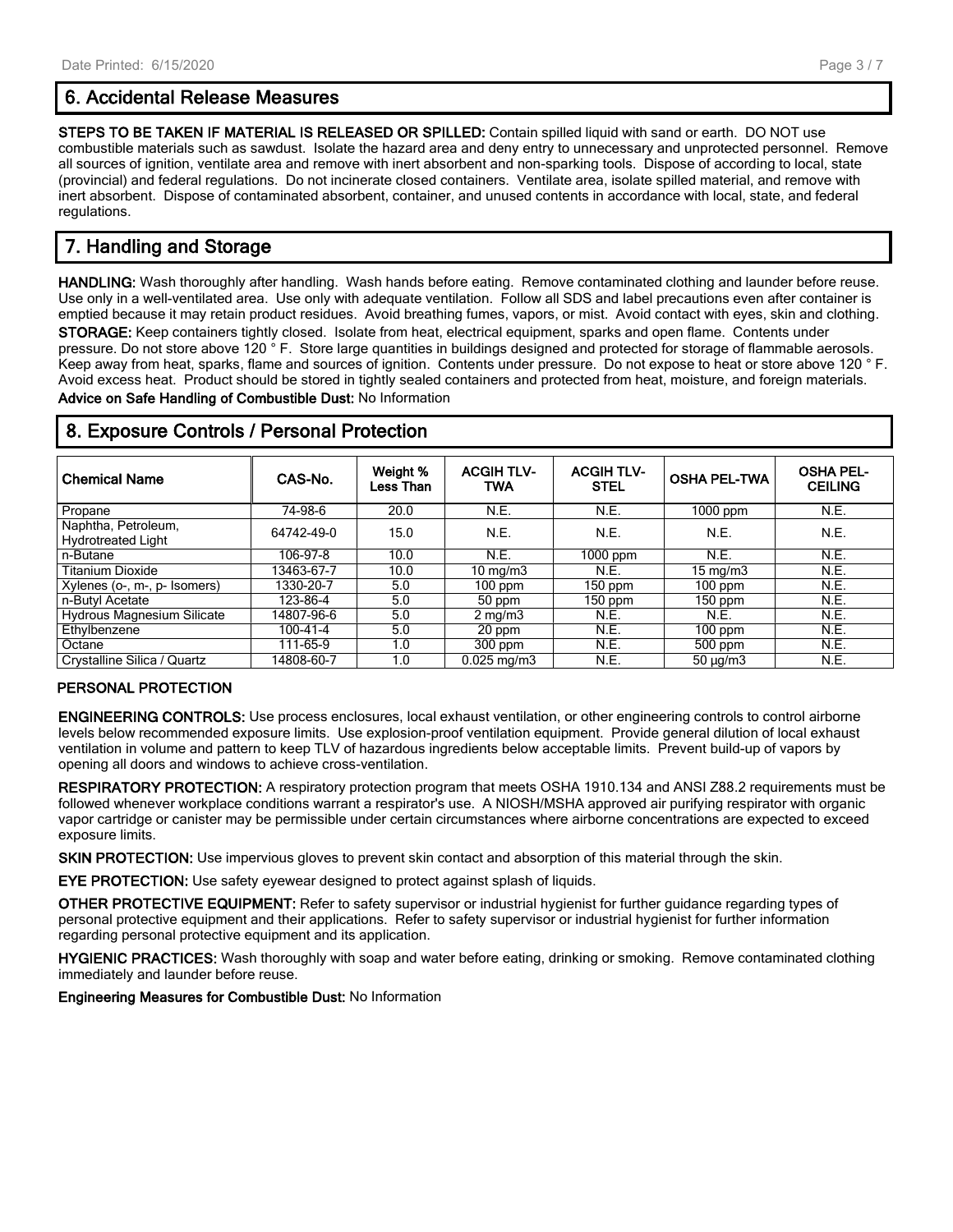## 6. Accidental Release Measures

**STEPS TO BE TAKEN IF MATERIAL IS RELEASED OR SPILLED:** Contain spilled liquid with sand or earth. DO NOT use combustible materials such as sawdust. Isolate the hazard area and deny entry to unnecessary and unprotected personnel. Remove all sources of ignition, ventilate area and remove with inert absorbent and non-sparking tools. Dispose of according to local, state (provincial) and federal regulations. Do not incinerate closed containers. Ventilate area, isolate spilled material, and remove with inert absorbent. Dispose of contaminated absorbent, container, and unused contents in accordance with local, state, and federal regulations.

## 7. Handling and Storage

**HANDLING:** Wash thoroughly after handling. Wash hands before eating. Remove contaminated clothing and launder before reuse. Use only in a well-ventilated area. Use only with adequate ventilation. Follow all SDS and label precautions even after container is emptied because it may retain product residues. Avoid breathing fumes, vapors, or mist. Avoid contact with eyes, skin and clothing.

**STORAGE:** Keep containers tightly closed. Isolate from heat, electrical equipment, sparks and open flame. Contents under pressure. Do not store above 120 ° F. Store large quantities in buildings designed and protected for storage of flammable aerosols. Keep away from heat, sparks, flame and sources of ignition. Contents under pressure. Do not expose to heat or store above 120 ° F. Avoid excess heat. Product should be stored in tightly sealed containers and protected from heat, moisture, and foreign materials.

**Advice on Safe Handling of Combustible Dust:** No Information

## 8. Exposure Controls / Personal Protection

| Chemical Name | CAS-No. | Weight % Less Than | ACGIH TLV-TWA | ACGIH TLV-STEL | OSHA PEL-TWA | OSHA PEL-CEILING |
|---|---|---|---|---|---|---|
| Propane | 74-98-6 | 20.0 | N.E. | N.E. | 1000 ppm | N.E. |
| Naphtha, Petroleum, Hydrotreated Light | 64742-49-0 | 15.0 | N.E. | N.E. | N.E. | N.E. |
| n-Butane | 106-97-8 | 10.0 | N.E. | 1000 ppm | N.E. | N.E. |
| Titanium Dioxide | 13463-67-7 | 10.0 | 10 mg/m3 | N.E. | 15 mg/m3 | N.E. |
| Xylenes (o-, m-, p- Isomers) | 1330-20-7 | 5.0 | 100 ppm | 150 ppm | 100 ppm | N.E. |
| n-Butyl Acetate | 123-86-4 | 5.0 | 50 ppm | 150 ppm | 150 ppm | N.E. |
| Hydrous Magnesium Silicate | 14807-96-6 | 5.0 | 2 mg/m3 | N.E. | N.E. | N.E. |
| Ethylbenzene | 100-41-4 | 5.0 | 20 ppm | N.E. | 100 ppm | N.E. |
| Octane | 111-65-9 | 1.0 | 300 ppm | N.E. | 500 ppm | N.E. |
| Crystalline Silica / Quartz | 14808-60-7 | 1.0 | 0.025 mg/m3 | N.E. | 50 µg/m3 | N.E. |

### PERSONAL PROTECTION

**ENGINEERING CONTROLS:** Use process enclosures, local exhaust ventilation, or other engineering controls to control airborne levels below recommended exposure limits. Use explosion-proof ventilation equipment. Provide general dilution of local exhaust ventilation in volume and pattern to keep TLV of hazardous ingredients below acceptable limits. Prevent build-up of vapors by opening all doors and windows to achieve cross-ventilation.

**RESPIRATORY PROTECTION:** A respiratory protection program that meets OSHA 1910.134 and ANSI Z88.2 requirements must be followed whenever workplace conditions warrant a respirator's use. A NIOSH/MSHA approved air purifying respirator with organic vapor cartridge or canister may be permissible under certain circumstances where airborne concentrations are expected to exceed exposure limits.

**SKIN PROTECTION:** Use impervious gloves to prevent skin contact and absorption of this material through the skin.

**EYE PROTECTION:** Use safety eyewear designed to protect against splash of liquids.

**OTHER PROTECTIVE EQUIPMENT:** Refer to safety supervisor or industrial hygienist for further guidance regarding types of personal protective equipment and their applications. Refer to safety supervisor or industrial hygienist for further information regarding personal protective equipment and its application.

**HYGIENIC PRACTICES:** Wash thoroughly with soap and water before eating, drinking or smoking. Remove contaminated clothing immediately and launder before reuse.

**Engineering Measures for Combustible Dust:** No Information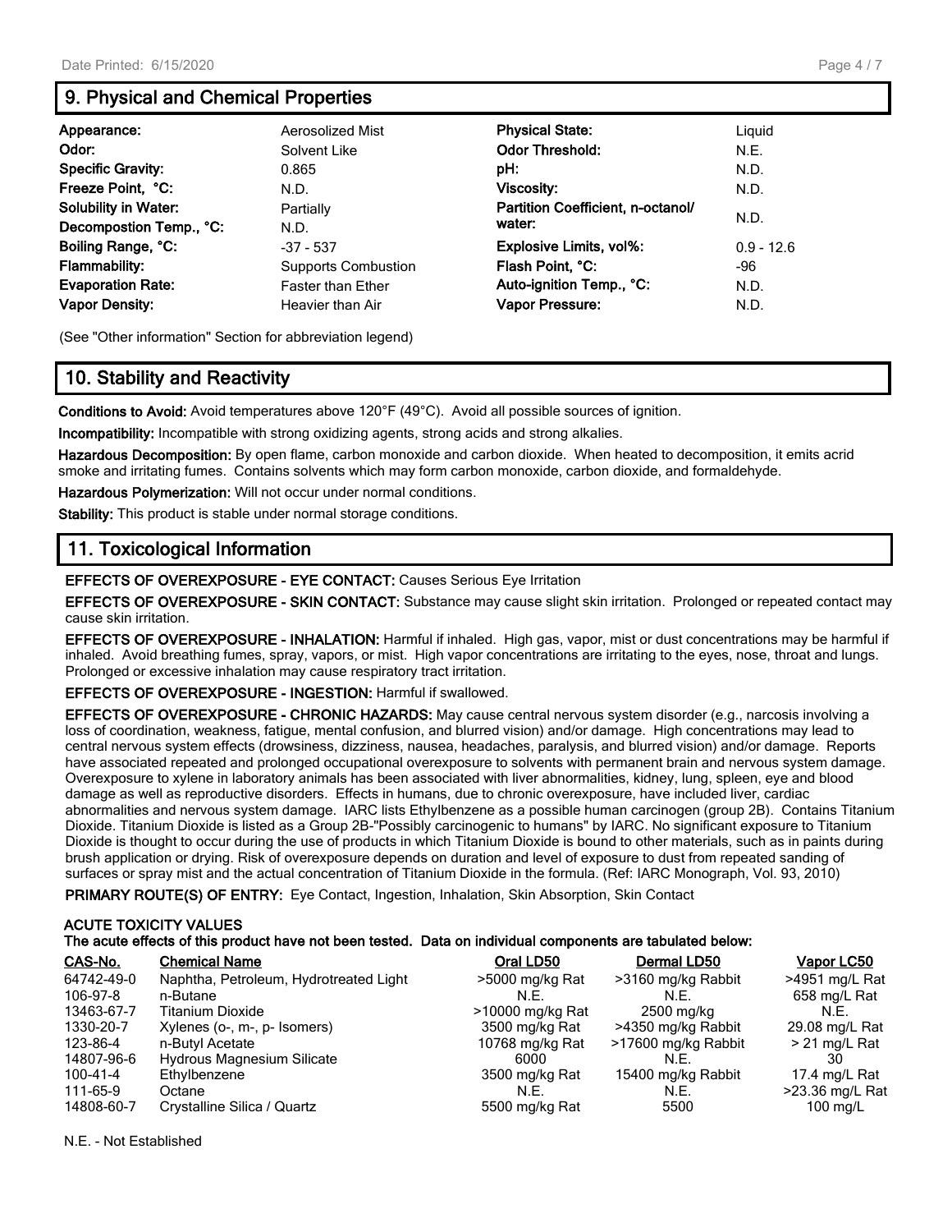## 9. Physical and Chemical Properties

| | | | |
|---|---|---|---|
| **Appearance:** | Aerosolized Mist | **Physical State:** | Liquid |
| **Odor:** | Solvent Like | **Odor Threshold:** | N.E. |
| **Specific Gravity:** | 0.865 | **pH:** | N.D. |
| **Freeze Point, °C:** | N.D. | **Viscosity:** | N.D. |
| **Solubility in Water:** | Partially | **Partition Coefficient, n-octanol/ water:** | N.D. |
| **Decompostion Temp., °C:** | N.D. | | |
| **Boiling Range, °C:** | -37 - 537 | **Explosive Limits, vol%:** | 0.9 - 12.6 |
| **Flammability:** | Supports Combustion | **Flash Point, °C:** | -96 |
| **Evaporation Rate:** | Faster than Ether | **Auto-ignition Temp., °C:** | N.D. |
| **Vapor Density:** | Heavier than Air | **Vapor Pressure:** | N.D. |

(See "Other information" Section for abbreviation legend)

## 10. Stability and Reactivity

**Conditions to Avoid:** Avoid temperatures above 120°F (49°C). Avoid all possible sources of ignition.

**Incompatibility:** Incompatible with strong oxidizing agents, strong acids and strong alkalies.

**Hazardous Decomposition:** By open flame, carbon monoxide and carbon dioxide. When heated to decomposition, it emits acrid smoke and irritating fumes. Contains solvents which may form carbon monoxide, carbon dioxide, and formaldehyde.

**Hazardous Polymerization:** Will not occur under normal conditions.

**Stability:** This product is stable under normal storage conditions.

## 11. Toxicological Information

**EFFECTS OF OVEREXPOSURE - EYE CONTACT:** Causes Serious Eye Irritation

**EFFECTS OF OVEREXPOSURE - SKIN CONTACT:** Substance may cause slight skin irritation. Prolonged or repeated contact may cause skin irritation.

**EFFECTS OF OVEREXPOSURE - INHALATION:** Harmful if inhaled. High gas, vapor, mist or dust concentrations may be harmful if inhaled. Avoid breathing fumes, spray, vapors, or mist. High vapor concentrations are irritating to the eyes, nose, throat and lungs. Prolonged or excessive inhalation may cause respiratory tract irritation.

**EFFECTS OF OVEREXPOSURE - INGESTION:** Harmful if swallowed.

**EFFECTS OF OVEREXPOSURE - CHRONIC HAZARDS:** May cause central nervous system disorder (e.g., narcosis involving a loss of coordination, weakness, fatigue, mental confusion, and blurred vision) and/or damage. High concentrations may lead to central nervous system effects (drowsiness, dizziness, nausea, headaches, paralysis, and blurred vision) and/or damage. Reports have associated repeated and prolonged occupational overexposure to solvents with permanent brain and nervous system damage. Overexposure to xylene in laboratory animals has been associated with liver abnormalities, kidney, lung, spleen, eye and blood damage as well as reproductive disorders. Effects in humans, due to chronic overexposure, have included liver, cardiac abnormalities and nervous system damage. IARC lists Ethylbenzene as a possible human carcinogen (group 2B). Contains Titanium Dioxide. Titanium Dioxide is listed as a Group 2B-"Possibly carcinogenic to humans" by IARC. No significant exposure to Titanium Dioxide is thought to occur during the use of products in which Titanium Dioxide is bound to other materials, such as in paints during brush application or drying. Risk of overexposure depends on duration and level of exposure to dust from repeated sanding of surfaces or spray mist and the actual concentration of Titanium Dioxide in the formula. (Ref: IARC Monograph, Vol. 93, 2010)

**PRIMARY ROUTE(S) OF ENTRY:** Eye Contact, Ingestion, Inhalation, Skin Absorption, Skin Contact

**ACUTE TOXICITY VALUES**

**The acute effects of this product have not been tested. Data on individual components are tabulated below:**

| CAS-No. | Chemical Name | Oral LD50 | Dermal LD50 | Vapor LC50 |
|---|---|---|---|---|
| 64742-49-0 | Naphtha, Petroleum, Hydrotreated Light | >5000 mg/kg Rat | >3160 mg/kg Rabbit | >4951 mg/L Rat |
| 106-97-8 | n-Butane | N.E. | N.E. | 658 mg/L Rat |
| 13463-67-7 | Titanium Dioxide | >10000 mg/kg Rat | 2500 mg/kg | N.E. |
| 1330-20-7 | Xylenes (o-, m-, p- Isomers) | 3500 mg/kg Rat | >4350 mg/kg Rabbit | 29.08 mg/L Rat |
| 123-86-4 | n-Butyl Acetate | 10768 mg/kg Rat | >17600 mg/kg Rabbit | > 21 mg/L Rat |
| 14807-96-6 | Hydrous Magnesium Silicate | 6000 | N.E. | 30 |
| 100-41-4 | Ethylbenzene | 3500 mg/kg Rat | 15400 mg/kg Rabbit | 17.4 mg/L Rat |
| 111-65-9 | Octane | N.E. | N.E. | >23.36 mg/L Rat |
| 14808-60-7 | Crystalline Silica / Quartz | 5500 mg/kg Rat | 5500 | 100 mg/L |

N.E. - Not Established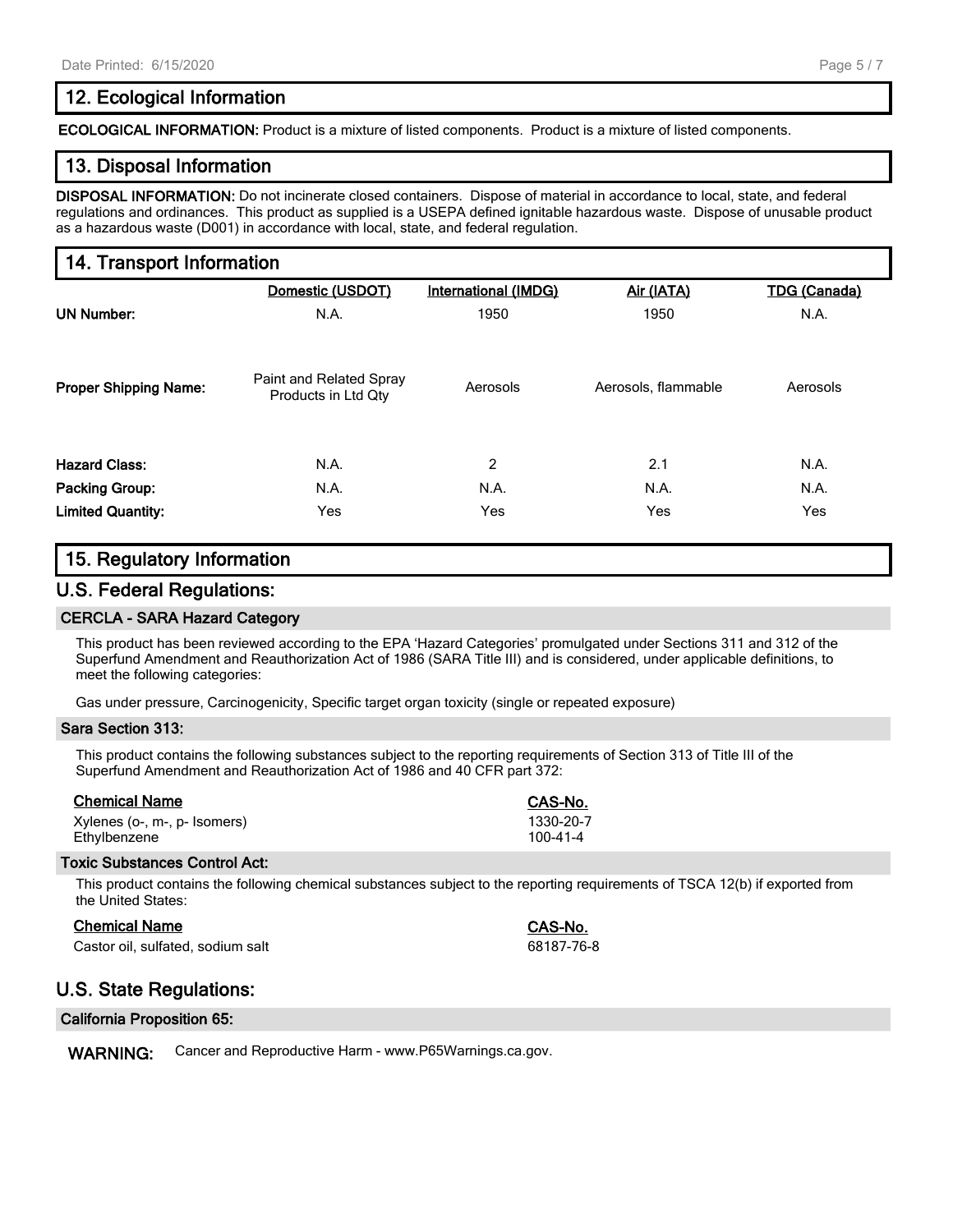## 12. Ecological Information

**ECOLOGICAL INFORMATION:** Product is a mixture of listed components. Product is a mixture of listed components.

## 13. Disposal Information

**DISPOSAL INFORMATION:** Do not incinerate closed containers. Dispose of material in accordance to local, state, and federal regulations and ordinances. This product as supplied is a USEPA defined ignitable hazardous waste. Dispose of unusable product as a hazardous waste (D001) in accordance with local, state, and federal regulation.

## 14. Transport Information

| | Domestic (USDOT) | International (IMDG) | Air (IATA) | TDG (Canada) |
|---|---|---|---|---|
| **UN Number:** | N.A. | 1950 | 1950 | N.A. |
| **Proper Shipping Name:** | Paint and Related Spray Products in Ltd Qty | Aerosols | Aerosols, flammable | Aerosols |
| **Hazard Class:** | N.A. | 2 | 2.1 | N.A. |
| **Packing Group:** | N.A. | N.A. | N.A. | N.A. |
| **Limited Quantity:** | Yes | Yes | Yes | Yes |

## 15. Regulatory Information

### U.S. Federal Regulations:

**CERCLA - SARA Hazard Category**

This product has been reviewed according to the EPA 'Hazard Categories' promulgated under Sections 311 and 312 of the Superfund Amendment and Reauthorization Act of 1986 (SARA Title III) and is considered, under applicable definitions, to meet the following categories:

Gas under pressure, Carcinogenicity, Specific target organ toxicity (single or repeated exposure)

**Sara Section 313:**

This product contains the following substances subject to the reporting requirements of Section 313 of Title III of the Superfund Amendment and Reauthorization Act of 1986 and 40 CFR part 372:

| Chemical Name | CAS-No. |
|---|---|
| Xylenes (o-, m-, p- Isomers) | 1330-20-7 |
| Ethylbenzene | 100-41-4 |

**Toxic Substances Control Act:**

This product contains the following chemical substances subject to the reporting requirements of TSCA 12(b) if exported from the United States:

| Chemical Name | CAS-No. |
|---|---|
| Castor oil, sulfated, sodium salt | 68187-76-8 |

### U.S. State Regulations:

**California Proposition 65:**

**WARNING:** Cancer and Reproductive Harm - www.P65Warnings.ca.gov.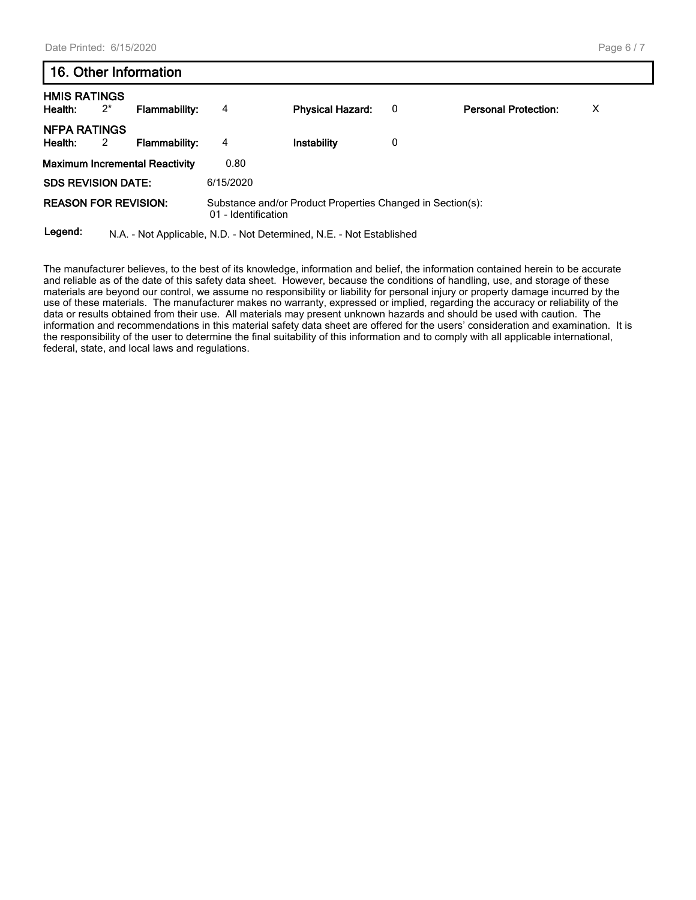## 16. Other Information

**HMIS RATINGS**

| **Health:** | 2* | **Flammability:** | 4 | **Physical Hazard:** | 0 | **Personal Protection:** | X |
|---|---|---|---|---|---|---|---|

**NFPA RATINGS**

| **Health:** | 2 | **Flammability:** | 4 | **Instability** | 0 |
|---|---|---|---|---|---|

**Maximum Incremental Reactivity** 0.80

**SDS REVISION DATE:** 6/15/2020

**REASON FOR REVISION:** Substance and/or Product Properties Changed in Section(s):
01 - Identification

**Legend:** N.A. - Not Applicable, N.D. - Not Determined, N.E. - Not Established

The manufacturer believes, to the best of its knowledge, information and belief, the information contained herein to be accurate and reliable as of the date of this safety data sheet. However, because the conditions of handling, use, and storage of these materials are beyond our control, we assume no responsibility or liability for personal injury or property damage incurred by the use of these materials. The manufacturer makes no warranty, expressed or implied, regarding the accuracy or reliability of the data or results obtained from their use. All materials may present unknown hazards and should be used with caution. The information and recommendations in this material safety data sheet are offered for the users' consideration and examination. It is the responsibility of the user to determine the final suitability of this information and to comply with all applicable international, federal, state, and local laws and regulations.